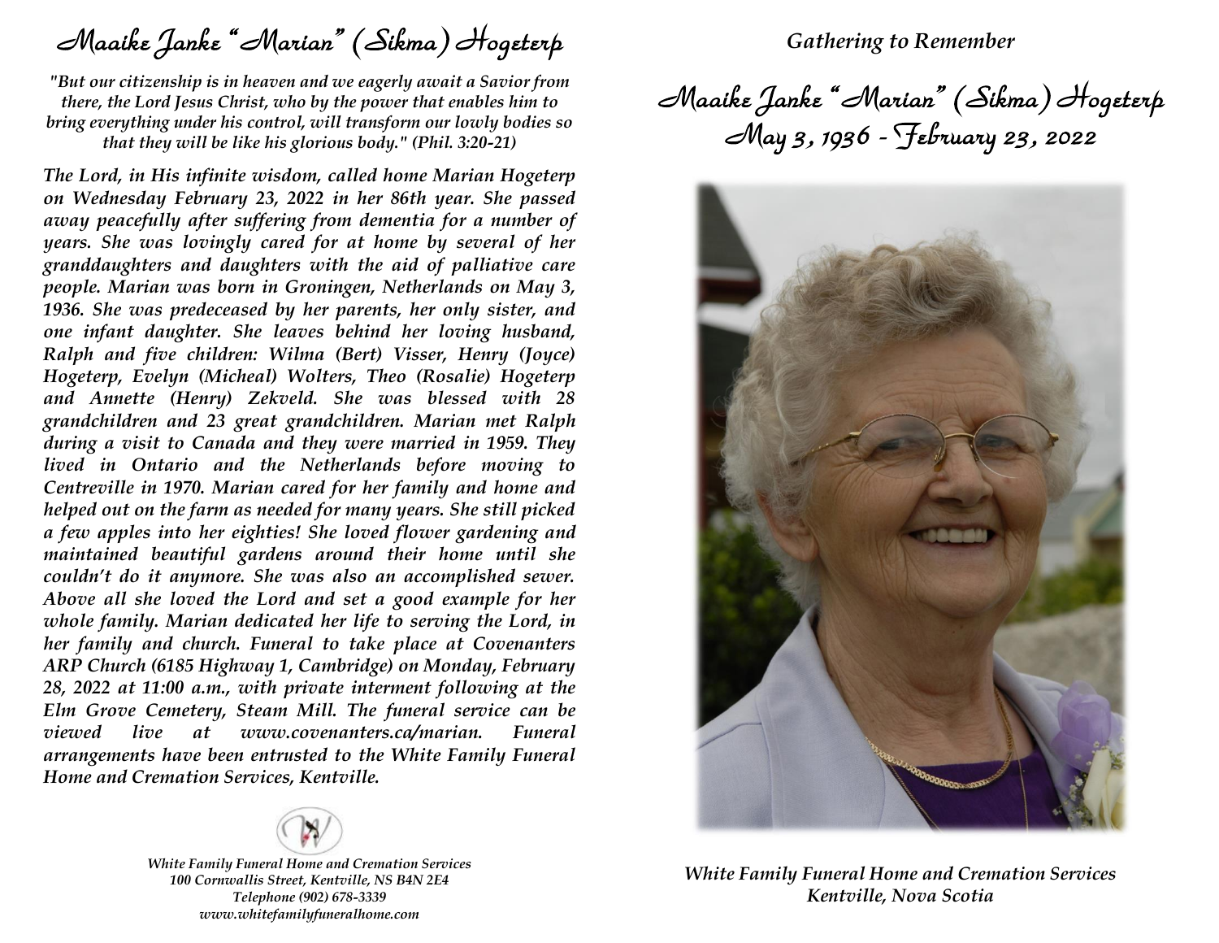# Maaike Janke "Marian" (Sikma) Hogeterp

*"But our citizenship is in heaven and we eagerly await a Savior from there, the Lord Jesus Christ, who by the power that enables him to bring everything under his control, will transform our lowly bodies so that they will be like his glorious body." (Phil. 3:20-21)*

***The Lord, in His infinite wisdom, called home Marian Hogeterp on Wednesday February 23, 2022 in her 86th year. She passed away peacefully after suffering from dementia for a number of years. She was lovingly cared for at home by several of her granddaughters and daughters with the aid of palliative care people. Marian was born in Groningen, Netherlands on May 3, 1936. She was predeceased by her parents, her only sister, and one infant daughter. She leaves behind her loving husband, Ralph and five children: Wilma (Bert) Visser, Henry (Joyce) Hogeterp, Evelyn (Micheal) Wolters, Theo (Rosalie) Hogeterp and Annette (Henry) Zekveld. She was blessed with 28 grandchildren and 23 great grandchildren. Marian met Ralph during a visit to Canada and they were married in 1959. They lived in Ontario and the Netherlands before moving to Centreville in 1970. Marian cared for her family and home and helped out on the farm as needed for many years. She still picked a few apples into her eighties! She loved flower gardening and maintained beautiful gardens around their home until she couldn't do it anymore. She was also an accomplished sewer. Above all she loved the Lord and set a good example for her whole family. Marian dedicated her life to serving the Lord, in her family and church. Funeral to take place at Covenanters ARP Church (6185 Highway 1, Cambridge) on Monday, February 28, 2022 at 11:00 a.m., with private interment following at the Elm Grove Cemetery, Steam Mill. The funeral service can be viewed live at www.covenanters.ca/marian. Funeral arrangements have been entrusted to the White Family Funeral Home and Cremation Services, Kentville.***

*White Family Funeral Home and Cremation Services*
*100 Cornwallis Street, Kentville, NS B4N 2E4*
*Telephone (902) 678-3339*
*www.whitefamilyfuneralhome.com*

*Gathering to Remember*

# Maaike Janke "Marian" (Sikma) Hogeterp
## May 3, 1936 - February 23, 2022

*White Family Funeral Home and Cremation Services*
*Kentville, Nova Scotia*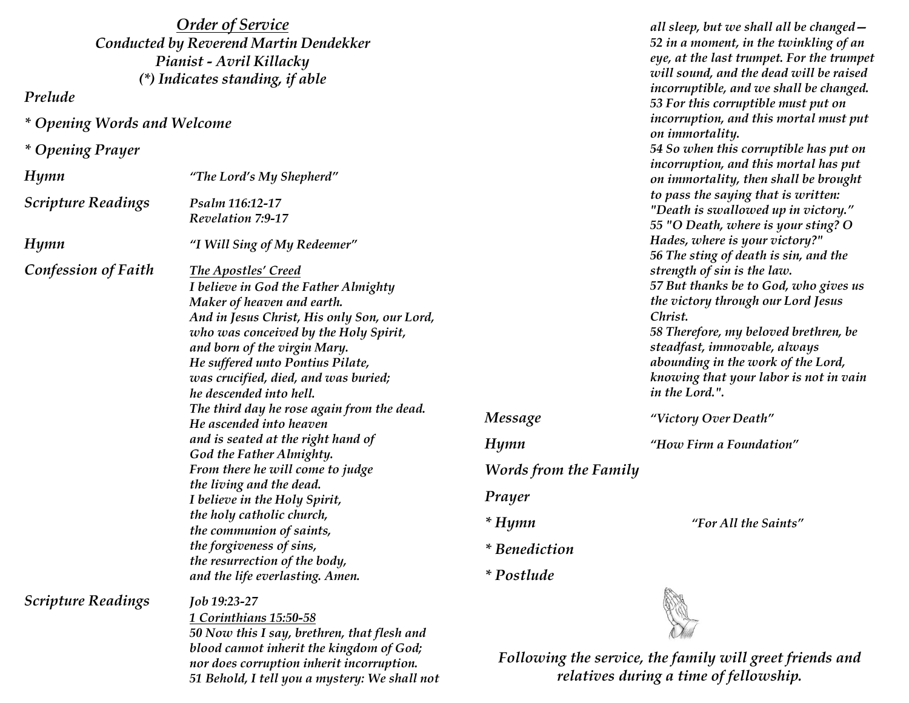## *Order of Service*

***Conducted by Reverend Martin Dendekker***
***Pianist - Avril Killacky***
***(*) Indicates standing, if able***

***Prelude***

***\* Opening Words and Welcome***

***\* Opening Prayer***

***Hymn*** — *"The Lord's My Shepherd"*

***Scripture Readings*** — *Psalm 116:12-17*
*Revelation 7:9-17*

***Hymn*** — *"I Will Sing of My Redeemer"*

***Confession of Faith***

*The Apostles' Creed*

*I believe in God the Father Almighty*
*Maker of heaven and earth.*
*And in Jesus Christ, His only Son, our Lord,*
*who was conceived by the Holy Spirit,*
*and born of the virgin Mary.*
*He suffered unto Pontius Pilate,*
*was crucified, died, and was buried;*
*he descended into hell.*
*The third day he rose again from the dead.*
*He ascended into heaven*
*and is seated at the right hand of*
*God the Father Almighty.*
*From there he will come to judge*
*the living and the dead.*
*I believe in the Holy Spirit,*
*the holy catholic church,*
*the communion of saints,*
*the forgiveness of sins,*
*the resurrection of the body,*
*and the life everlasting. Amen.*

***Scripture Readings*** — *Job 19:23-27*

*1 Corinthians 15:50-58*

*50 Now this I say, brethren, that flesh and blood cannot inherit the kingdom of God; nor does corruption inherit incorruption.*
*51 Behold, I tell you a mystery: We shall not all sleep, but we shall all be changed—*
*52 in a moment, in the twinkling of an eye, at the last trumpet. For the trumpet will sound, and the dead will be raised incorruptible, and we shall be changed.*
*53 For this corruptible must put on incorruption, and this mortal must put on immortality.*
*54 So when this corruptible has put on incorruption, and this mortal has put on immortality, then shall be brought to pass the saying that is written: "Death is swallowed up in victory."*
*55 "O Death, where is your sting? O Hades, where is your victory?"*
*56 The sting of death is sin, and the strength of sin is the law.*
*57 But thanks be to God, who gives us the victory through our Lord Jesus Christ.*
*58 Therefore, my beloved brethren, be steadfast, immovable, always abounding in the work of the Lord, knowing that your labor is not in vain in the Lord.".*

***Message*** — *"Victory Over Death"*

***Hymn*** — *"How Firm a Foundation"*

***Words from the Family***

***Prayer***

***\* Hymn*** — *"For All the Saints"*

***\* Benediction***

***\* Postlude***

*Following the service, the family will greet friends and relatives during a time of fellowship.*